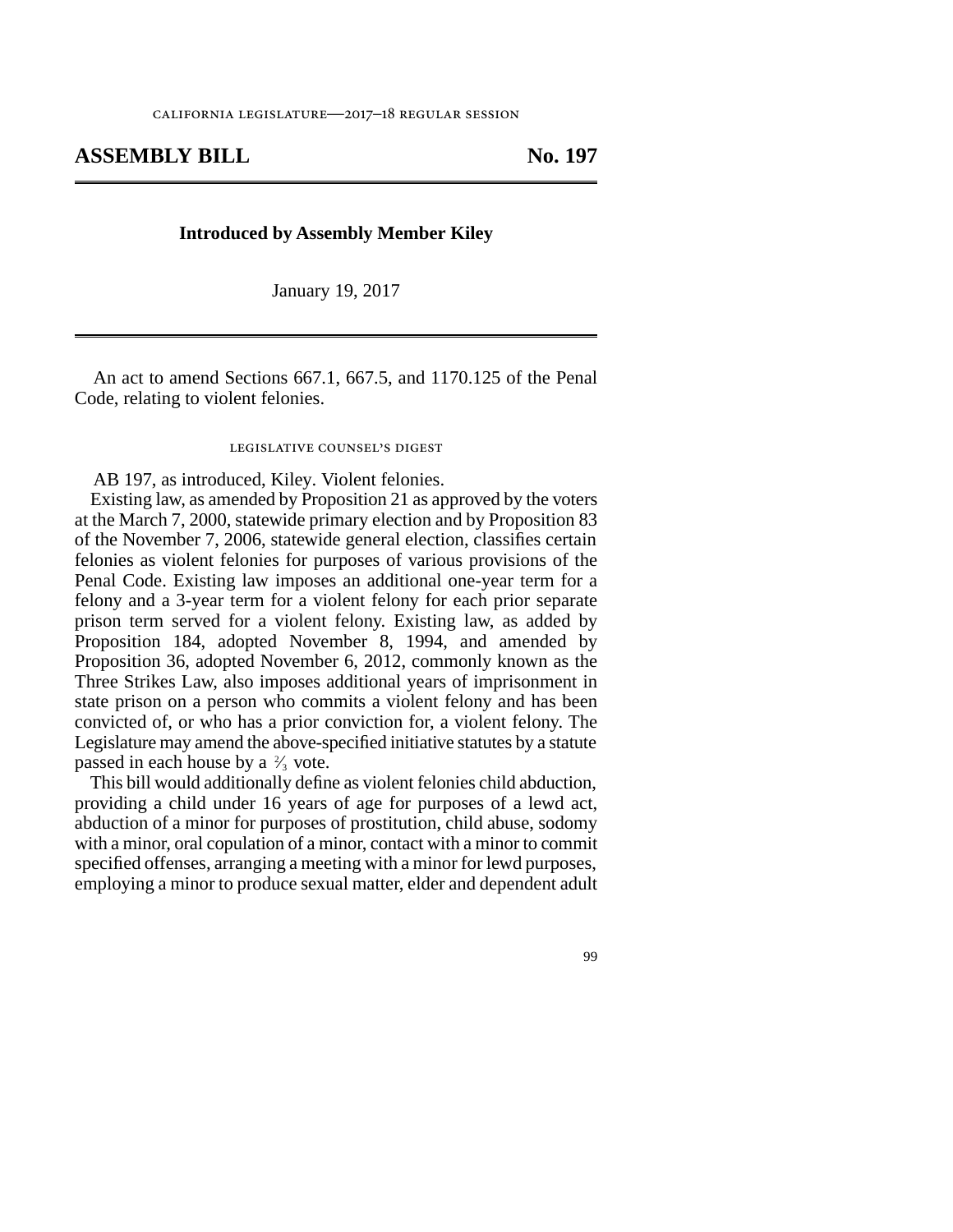california legislature—2017–18 regular session

# ASSEMBLY BILL No. 197

**Introduced by Assembly Member Kiley**

January 19, 2017

An act to amend Sections 667.1, 667.5, and 1170.125 of the Penal Code, relating to violent felonies.

## legislative counsel's digest

AB 197, as introduced, Kiley. Violent felonies.

Existing law, as amended by Proposition 21 as approved by the voters at the March 7, 2000, statewide primary election and by Proposition 83 of the November 7, 2006, statewide general election, classifies certain felonies as violent felonies for purposes of various provisions of the Penal Code. Existing law imposes an additional one-year term for a felony and a 3-year term for a violent felony for each prior separate prison term served for a violent felony. Existing law, as added by Proposition 184, adopted November 8, 1994, and amended by Proposition 36, adopted November 6, 2012, commonly known as the Three Strikes Law, also imposes additional years of imprisonment in state prison on a person who commits a violent felony and has been convicted of, or who has a prior conviction for, a violent felony. The Legislature may amend the above-specified initiative statutes by a statute passed in each house by a $\frac{2}{3}$ vote.

This bill would additionally define as violent felonies child abduction, providing a child under 16 years of age for purposes of a lewd act, abduction of a minor for purposes of prostitution, child abuse, sodomy with a minor, oral copulation of a minor, contact with a minor to commit specified offenses, arranging a meeting with a minor for lewd purposes, employing a minor to produce sexual matter, elder and dependent adult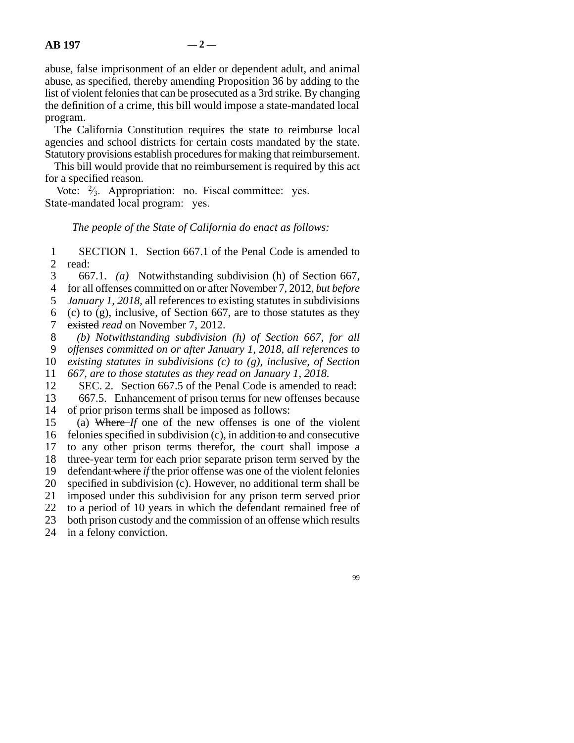abuse, false imprisonment of an elder or dependent adult, and animal abuse, as specified, thereby amending Proposition 36 by adding to the list of violent felonies that can be prosecuted as a 3rd strike. By changing the definition of a crime, this bill would impose a state-mandated local program.

The California Constitution requires the state to reimburse local agencies and school districts for certain costs mandated by the state. Statutory provisions establish procedures for making that reimbursement.

This bill would provide that no reimbursement is required by this act for a specified reason.

Vote: ⅔. Appropriation: no. Fiscal committee: yes. State-mandated local program: yes.

*The people of the State of California do enact as follows:*

SECTION 1. Section 667.1 of the Penal Code is amended to read:

667.1. *(a)* Notwithstanding subdivision (h) of Section 667, for all offenses committed on or after November 7, 2012, *but before January 1, 2018*, all references to existing statutes in subdivisions (c) to (g), inclusive, of Section 667, are to those statutes as they ~~existed~~ *read* on November 7, 2012.

*(b) Notwithstanding subdivision (h) of Section 667, for all offenses committed on or after January 1, 2018, all references to existing statutes in subdivisions (c) to (g), inclusive, of Section 667, are to those statutes as they read on January 1, 2018.*

SEC. 2. Section 667.5 of the Penal Code is amended to read:

667.5. Enhancement of prison terms for new offenses because of prior prison terms shall be imposed as follows:

(a) ~~Where~~ *If* one of the new offenses is one of the violent felonies specified in subdivision (c), in addition ~~to~~ and consecutive to any other prison terms therefor, the court shall impose a three-year term for each prior separate prison term served by the defendant ~~where~~ *if* the prior offense was one of the violent felonies specified in subdivision (c). However, no additional term shall be imposed under this subdivision for any prison term served prior to a period of 10 years in which the defendant remained free of both prison custody and the commission of an offense which results in a felony conviction.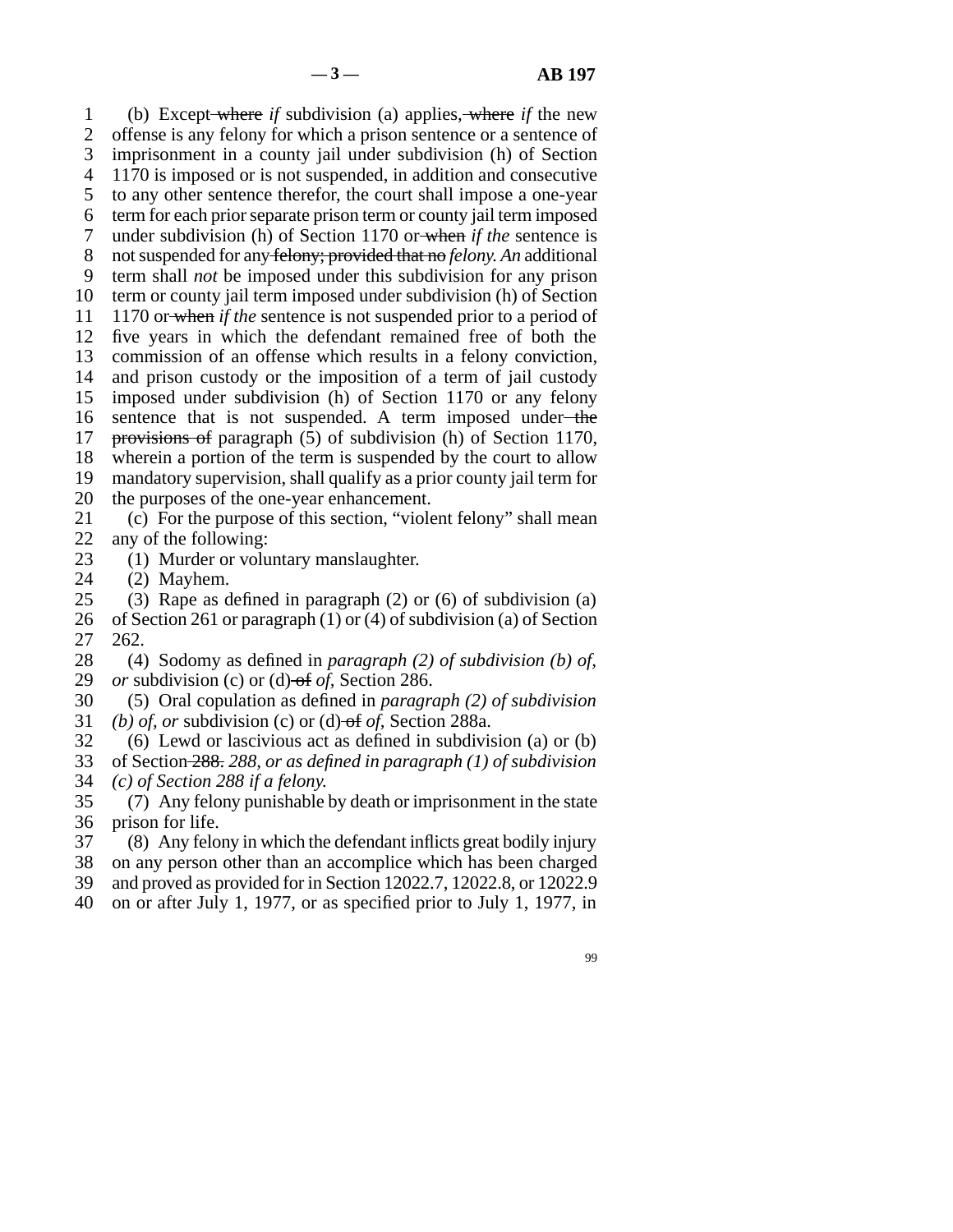(b) Except ~~where~~ *if* subdivision (a) applies, ~~where~~ *if* the new offense is any felony for which a prison sentence or a sentence of imprisonment in a county jail under subdivision (h) of Section 1170 is imposed or is not suspended, in addition and consecutive to any other sentence therefor, the court shall impose a one-year term for each prior separate prison term or county jail term imposed under subdivision (h) of Section 1170 or ~~when~~ *if the* sentence is not suspended for any ~~felony; provided that no~~ *felony. An* additional term shall *not* be imposed under this subdivision for any prison term or county jail term imposed under subdivision (h) of Section 1170 or ~~when~~ *if the* sentence is not suspended prior to a period of five years in which the defendant remained free of both the commission of an offense which results in a felony conviction, and prison custody or the imposition of a term of jail custody imposed under subdivision (h) of Section 1170 or any felony sentence that is not suspended. A term imposed under ~~the provisions of~~ paragraph (5) of subdivision (h) of Section 1170, wherein a portion of the term is suspended by the court to allow mandatory supervision, shall qualify as a prior county jail term for the purposes of the one-year enhancement.

(c) For the purpose of this section, "violent felony" shall mean any of the following:

(1) Murder or voluntary manslaughter.

(2) Mayhem.

(3) Rape as defined in paragraph (2) or (6) of subdivision (a) of Section 261 or paragraph (1) or (4) of subdivision (a) of Section 262.

(4) Sodomy as defined in *paragraph (2) of subdivision (b) of, or* subdivision (c) or (d) ~~of~~ *of,* Section 286.

(5) Oral copulation as defined in *paragraph (2) of subdivision (b) of, or* subdivision (c) or (d) ~~of~~ *of,* Section 288a.

(6) Lewd or lascivious act as defined in subdivision (a) or (b) of Section ~~288.~~ *288, or as defined in paragraph (1) of subdivision (c) of Section 288 if a felony.*

(7) Any felony punishable by death or imprisonment in the state prison for life.

(8) Any felony in which the defendant inflicts great bodily injury on any person other than an accomplice which has been charged and proved as provided for in Section 12022.7, 12022.8, or 12022.9 on or after July 1, 1977, or as specified prior to July 1, 1977, in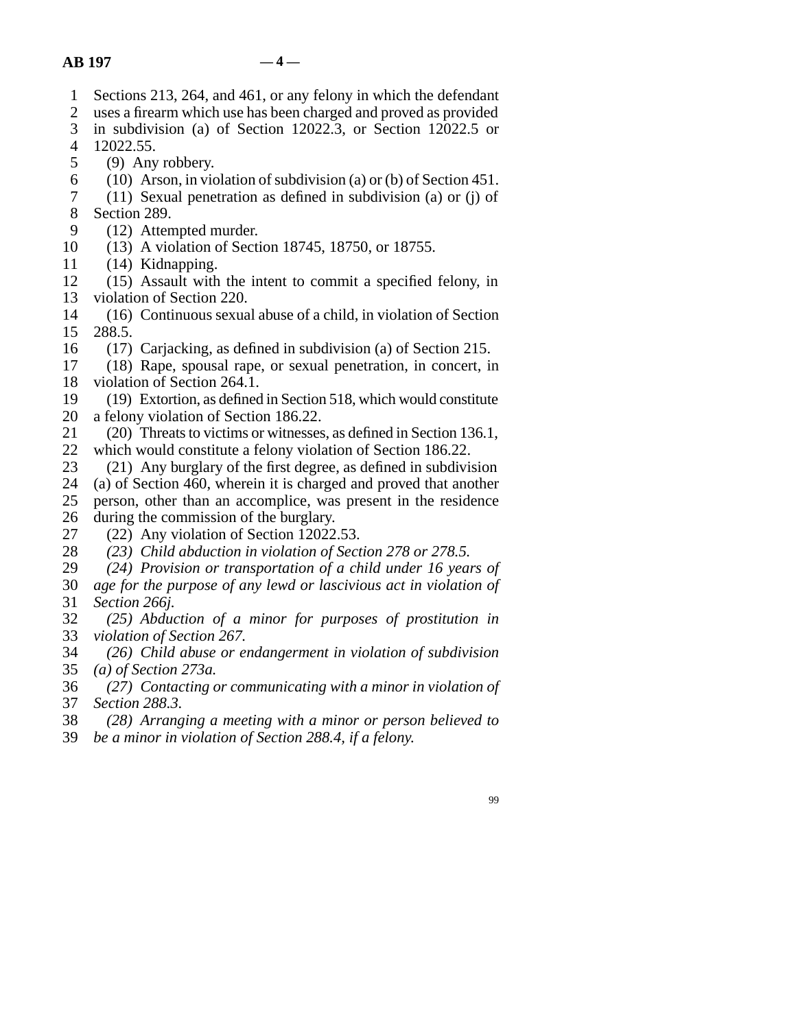Sections 213, 264, and 461, or any felony in which the defendant uses a firearm which use has been charged and proved as provided in subdivision (a) of Section 12022.3, or Section 12022.5 or 12022.55.

(9) Any robbery.

(10) Arson, in violation of subdivision (a) or (b) of Section 451.

(11) Sexual penetration as defined in subdivision (a) or (j) of Section 289.

(12) Attempted murder.

(13) A violation of Section 18745, 18750, or 18755.

(14) Kidnapping.

(15) Assault with the intent to commit a specified felony, in violation of Section 220.

(16) Continuous sexual abuse of a child, in violation of Section 288.5.

(17) Carjacking, as defined in subdivision (a) of Section 215.

(18) Rape, spousal rape, or sexual penetration, in concert, in violation of Section 264.1.

(19) Extortion, as defined in Section 518, which would constitute a felony violation of Section 186.22.

(20) Threats to victims or witnesses, as defined in Section 136.1, which would constitute a felony violation of Section 186.22.

(21) Any burglary of the first degree, as defined in subdivision (a) of Section 460, wherein it is charged and proved that another person, other than an accomplice, was present in the residence during the commission of the burglary.

(22) Any violation of Section 12022.53.

*(23) Child abduction in violation of Section 278 or 278.5.*

*(24) Provision or transportation of a child under 16 years of age for the purpose of any lewd or lascivious act in violation of Section 266j.*

*(25) Abduction of a minor for purposes of prostitution in violation of Section 267.*

*(26) Child abuse or endangerment in violation of subdivision (a) of Section 273a.*

*(27) Contacting or communicating with a minor in violation of Section 288.3.*

*(28) Arranging a meeting with a minor or person believed to be a minor in violation of Section 288.4, if a felony.*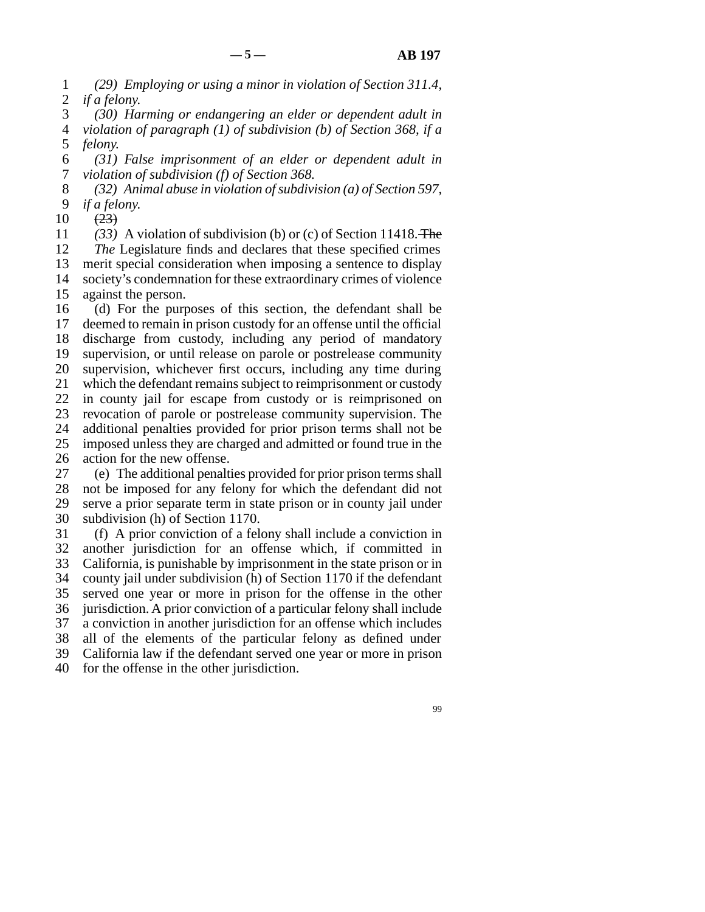*(29) Employing or using a minor in violation of Section 311.4, if a felony.*

*(30) Harming or endangering an elder or dependent adult in violation of paragraph (1) of subdivision (b) of Section 368, if a felony.*

*(31) False imprisonment of an elder or dependent adult in violation of subdivision (f) of Section 368.*

*(32) Animal abuse in violation of subdivision (a) of Section 597, if a felony.*

~~(23)~~

*(33)* A violation of subdivision (b) or (c) of Section 11418. ~~The~~

*The* Legislature finds and declares that these specified crimes merit special consideration when imposing a sentence to display society's condemnation for these extraordinary crimes of violence against the person.

(d) For the purposes of this section, the defendant shall be deemed to remain in prison custody for an offense until the official discharge from custody, including any period of mandatory supervision, or until release on parole or postrelease community supervision, whichever first occurs, including any time during which the defendant remains subject to reimprisonment or custody in county jail for escape from custody or is reimprisoned on revocation of parole or postrelease community supervision. The additional penalties provided for prior prison terms shall not be imposed unless they are charged and admitted or found true in the action for the new offense.

(e) The additional penalties provided for prior prison terms shall not be imposed for any felony for which the defendant did not serve a prior separate term in state prison or in county jail under subdivision (h) of Section 1170.

(f) A prior conviction of a felony shall include a conviction in another jurisdiction for an offense which, if committed in California, is punishable by imprisonment in the state prison or in county jail under subdivision (h) of Section 1170 if the defendant served one year or more in prison for the offense in the other jurisdiction. A prior conviction of a particular felony shall include a conviction in another jurisdiction for an offense which includes all of the elements of the particular felony as defined under California law if the defendant served one year or more in prison for the offense in the other jurisdiction.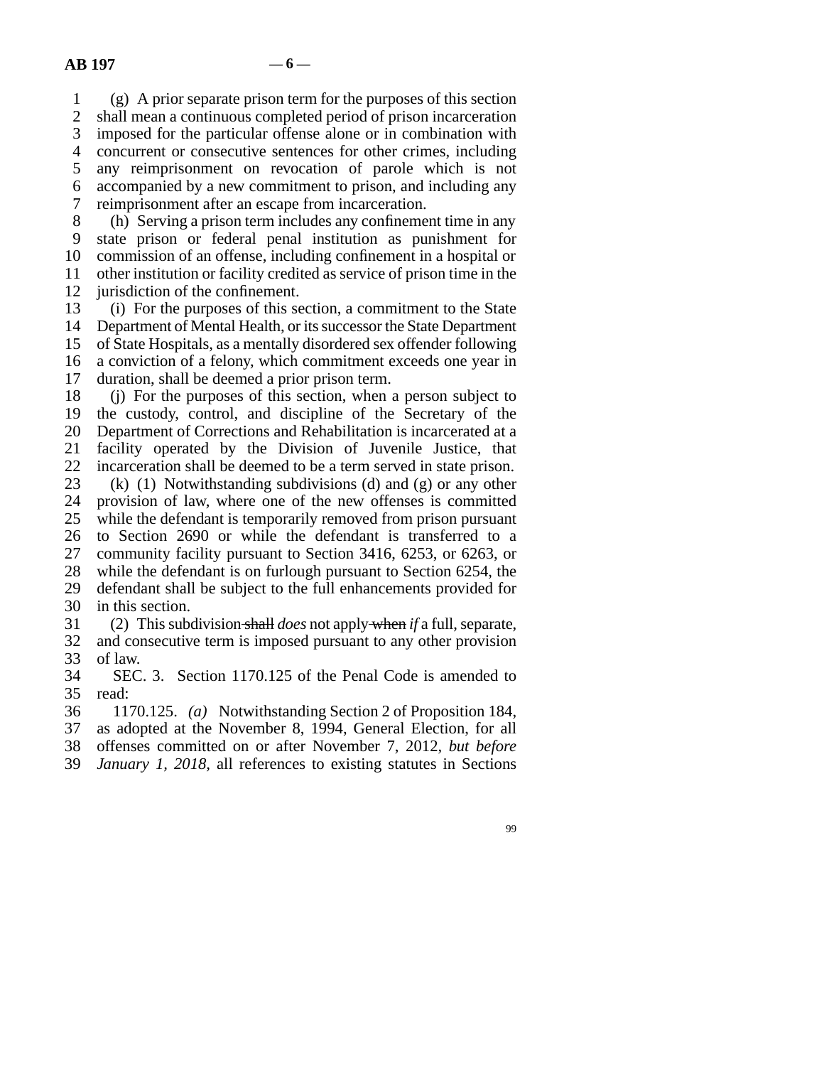(g) A prior separate prison term for the purposes of this section shall mean a continuous completed period of prison incarceration imposed for the particular offense alone or in combination with concurrent or consecutive sentences for other crimes, including any reimprisonment on revocation of parole which is not accompanied by a new commitment to prison, and including any reimprisonment after an escape from incarceration.

(h) Serving a prison term includes any confinement time in any state prison or federal penal institution as punishment for commission of an offense, including confinement in a hospital or other institution or facility credited as service of prison time in the jurisdiction of the confinement.

(i) For the purposes of this section, a commitment to the State Department of Mental Health, or its successor the State Department of State Hospitals, as a mentally disordered sex offender following a conviction of a felony, which commitment exceeds one year in duration, shall be deemed a prior prison term.

(j) For the purposes of this section, when a person subject to the custody, control, and discipline of the Secretary of the Department of Corrections and Rehabilitation is incarcerated at a facility operated by the Division of Juvenile Justice, that incarceration shall be deemed to be a term served in state prison.

(k) (1) Notwithstanding subdivisions (d) and (g) or any other provision of law, where one of the new offenses is committed while the defendant is temporarily removed from prison pursuant to Section 2690 or while the defendant is transferred to a community facility pursuant to Section 3416, 6253, or 6263, or while the defendant is on furlough pursuant to Section 6254, the defendant shall be subject to the full enhancements provided for in this section.

(2) This subdivision ~~shall~~ *does* not apply ~~when~~ *if* a full, separate, and consecutive term is imposed pursuant to any other provision of law.

SEC. 3. Section 1170.125 of the Penal Code is amended to read:

1170.125. *(a)* Notwithstanding Section 2 of Proposition 184, as adopted at the November 8, 1994, General Election, for all offenses committed on or after November 7, 2012, *but before January 1, 2018,* all references to existing statutes in Sections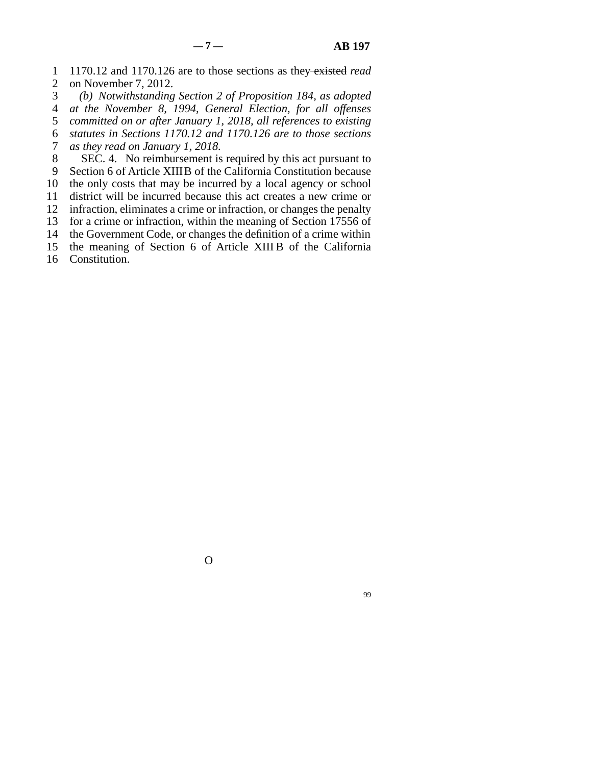1170.12 and 1170.126 are to those sections as they ~~existed~~ *read* on November 7, 2012.

*(b) Notwithstanding Section 2 of Proposition 184, as adopted at the November 8, 1994, General Election, for all offenses committed on or after January 1, 2018, all references to existing statutes in Sections 1170.12 and 1170.126 are to those sections as they read on January 1, 2018.*

SEC. 4. No reimbursement is required by this act pursuant to Section 6 of Article XIII B of the California Constitution because the only costs that may be incurred by a local agency or school district will be incurred because this act creates a new crime or infraction, eliminates a crime or infraction, or changes the penalty for a crime or infraction, within the meaning of Section 17556 of the Government Code, or changes the definition of a crime within the meaning of Section 6 of Article XIII B of the California Constitution.